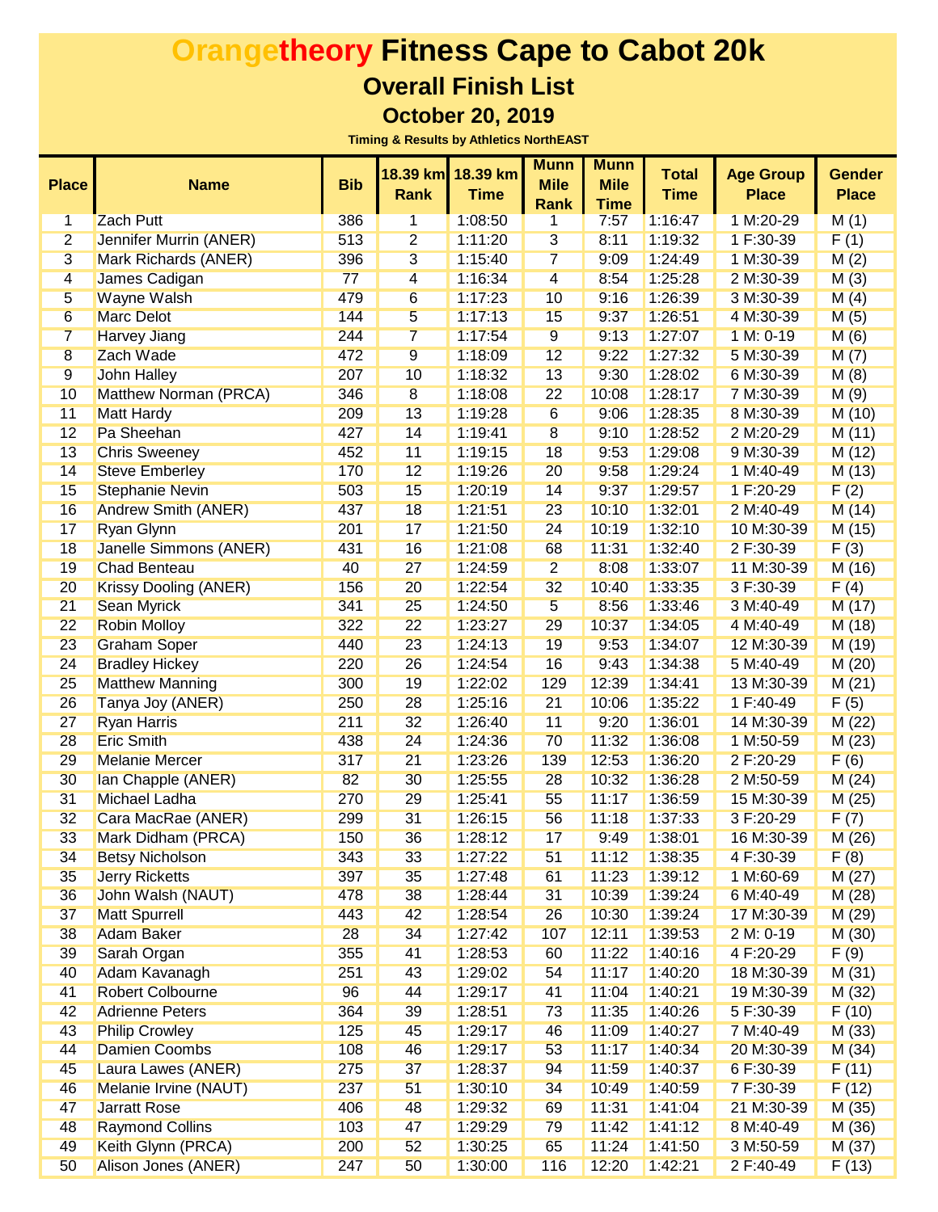# Orangetheory Fitness Cape to Cabot 20k

## Overall Finish List

### October 20, 2019

**Timing & Results by Athletics NorthEAST**

| Place | Name | Bib | 18.39 km Rank | 18.39 km Time | Munn Mile Rank | Munn Mile Time | Total Time | Age Group Place | Gender Place |
|---|---|---|---|---|---|---|---|---|---|
| 1 | Zach Putt | 386 | 1 | 1:08:50 | 1 | 7:57 | 1:16:47 | 1 M:20-29 | M (1) |
| 2 | Jennifer Murrin (ANER) | 513 | 2 | 1:11:20 | 3 | 8:11 | 1:19:32 | 1 F:30-39 | F (1) |
| 3 | Mark Richards (ANER) | 396 | 3 | 1:15:40 | 7 | 9:09 | 1:24:49 | 1 M:30-39 | M (2) |
| 4 | James Cadigan | 77 | 4 | 1:16:34 | 4 | 8:54 | 1:25:28 | 2 M:30-39 | M (3) |
| 5 | Wayne Walsh | 479 | 6 | 1:17:23 | 10 | 9:16 | 1:26:39 | 3 M:30-39 | M (4) |
| 6 | Marc Delot | 144 | 5 | 1:17:13 | 15 | 9:37 | 1:26:51 | 4 M:30-39 | M (5) |
| 7 | Harvey Jiang | 244 | 7 | 1:17:54 | 9 | 9:13 | 1:27:07 | 1 M: 0-19 | M (6) |
| 8 | Zach Wade | 472 | 9 | 1:18:09 | 12 | 9:22 | 1:27:32 | 5 M:30-39 | M (7) |
| 9 | John Halley | 207 | 10 | 1:18:32 | 13 | 9:30 | 1:28:02 | 6 M:30-39 | M (8) |
| 10 | Matthew Norman (PRCA) | 346 | 8 | 1:18:08 | 22 | 10:08 | 1:28:17 | 7 M:30-39 | M (9) |
| 11 | Matt Hardy | 209 | 13 | 1:19:28 | 6 | 9:06 | 1:28:35 | 8 M:30-39 | M (10) |
| 12 | Pa Sheehan | 427 | 14 | 1:19:41 | 8 | 9:10 | 1:28:52 | 2 M:20-29 | M (11) |
| 13 | Chris Sweeney | 452 | 11 | 1:19:15 | 18 | 9:53 | 1:29:08 | 9 M:30-39 | M (12) |
| 14 | Steve Emberley | 170 | 12 | 1:19:26 | 20 | 9:58 | 1:29:24 | 1 M:40-49 | M (13) |
| 15 | Stephanie Nevin | 503 | 15 | 1:20:19 | 14 | 9:37 | 1:29:57 | 1 F:20-29 | F (2) |
| 16 | Andrew Smith (ANER) | 437 | 18 | 1:21:51 | 23 | 10:10 | 1:32:01 | 2 M:40-49 | M (14) |
| 17 | Ryan Glynn | 201 | 17 | 1:21:50 | 24 | 10:19 | 1:32:10 | 10 M:30-39 | M (15) |
| 18 | Janelle Simmons (ANER) | 431 | 16 | 1:21:08 | 68 | 11:31 | 1:32:40 | 2 F:30-39 | F (3) |
| 19 | Chad Benteau | 40 | 27 | 1:24:59 | 2 | 8:08 | 1:33:07 | 11 M:30-39 | M (16) |
| 20 | Krissy Dooling (ANER) | 156 | 20 | 1:22:54 | 32 | 10:40 | 1:33:35 | 3 F:30-39 | F (4) |
| 21 | Sean Myrick | 341 | 25 | 1:24:50 | 5 | 8:56 | 1:33:46 | 3 M:40-49 | M (17) |
| 22 | Robin Molloy | 322 | 22 | 1:23:27 | 29 | 10:37 | 1:34:05 | 4 M:40-49 | M (18) |
| 23 | Graham Soper | 440 | 23 | 1:24:13 | 19 | 9:53 | 1:34:07 | 12 M:30-39 | M (19) |
| 24 | Bradley Hickey | 220 | 26 | 1:24:54 | 16 | 9:43 | 1:34:38 | 5 M:40-49 | M (20) |
| 25 | Matthew Manning | 300 | 19 | 1:22:02 | 129 | 12:39 | 1:34:41 | 13 M:30-39 | M (21) |
| 26 | Tanya Joy (ANER) | 250 | 28 | 1:25:16 | 21 | 10:06 | 1:35:22 | 1 F:40-49 | F (5) |
| 27 | Ryan Harris | 211 | 32 | 1:26:40 | 11 | 9:20 | 1:36:01 | 14 M:30-39 | M (22) |
| 28 | Eric Smith | 438 | 24 | 1:24:36 | 70 | 11:32 | 1:36:08 | 1 M:50-59 | M (23) |
| 29 | Melanie Mercer | 317 | 21 | 1:23:26 | 139 | 12:53 | 1:36:20 | 2 F:20-29 | F (6) |
| 30 | Ian Chapple (ANER) | 82 | 30 | 1:25:55 | 28 | 10:32 | 1:36:28 | 2 M:50-59 | M (24) |
| 31 | Michael Ladha | 270 | 29 | 1:25:41 | 55 | 11:17 | 1:36:59 | 15 M:30-39 | M (25) |
| 32 | Cara MacRae (ANER) | 299 | 31 | 1:26:15 | 56 | 11:18 | 1:37:33 | 3 F:20-29 | F (7) |
| 33 | Mark Didham (PRCA) | 150 | 36 | 1:28:12 | 17 | 9:49 | 1:38:01 | 16 M:30-39 | M (26) |
| 34 | Betsy Nicholson | 343 | 33 | 1:27:22 | 51 | 11:12 | 1:38:35 | 4 F:30-39 | F (8) |
| 35 | Jerry Ricketts | 397 | 35 | 1:27:48 | 61 | 11:23 | 1:39:12 | 1 M:60-69 | M (27) |
| 36 | John Walsh (NAUT) | 478 | 38 | 1:28:44 | 31 | 10:39 | 1:39:24 | 6 M:40-49 | M (28) |
| 37 | Matt Spurrell | 443 | 42 | 1:28:54 | 26 | 10:30 | 1:39:24 | 17 M:30-39 | M (29) |
| 38 | Adam Baker | 28 | 34 | 1:27:42 | 107 | 12:11 | 1:39:53 | 2 M: 0-19 | M (30) |
| 39 | Sarah Organ | 355 | 41 | 1:28:53 | 60 | 11:22 | 1:40:16 | 4 F:20-29 | F (9) |
| 40 | Adam Kavanagh | 251 | 43 | 1:29:02 | 54 | 11:17 | 1:40:20 | 18 M:30-39 | M (31) |
| 41 | Robert Colbourne | 96 | 44 | 1:29:17 | 41 | 11:04 | 1:40:21 | 19 M:30-39 | M (32) |
| 42 | Adrienne Peters | 364 | 39 | 1:28:51 | 73 | 11:35 | 1:40:26 | 5 F:30-39 | F (10) |
| 43 | Philip Crowley | 125 | 45 | 1:29:17 | 46 | 11:09 | 1:40:27 | 7 M:40-49 | M (33) |
| 44 | Damien Coombs | 108 | 46 | 1:29:17 | 53 | 11:17 | 1:40:34 | 20 M:30-39 | M (34) |
| 45 | Laura Lawes (ANER) | 275 | 37 | 1:28:37 | 94 | 11:59 | 1:40:37 | 6 F:30-39 | F (11) |
| 46 | Melanie Irvine (NAUT) | 237 | 51 | 1:30:10 | 34 | 10:49 | 1:40:59 | 7 F:30-39 | F (12) |
| 47 | Jarratt Rose | 406 | 48 | 1:29:32 | 69 | 11:31 | 1:41:04 | 21 M:30-39 | M (35) |
| 48 | Raymond Collins | 103 | 47 | 1:29:29 | 79 | 11:42 | 1:41:12 | 8 M:40-49 | M (36) |
| 49 | Keith Glynn (PRCA) | 200 | 52 | 1:30:25 | 65 | 11:24 | 1:41:50 | 3 M:50-59 | M (37) |
| 50 | Alison Jones (ANER) | 247 | 50 | 1:30:00 | 116 | 12:20 | 1:42:21 | 2 F:40-49 | F (13) |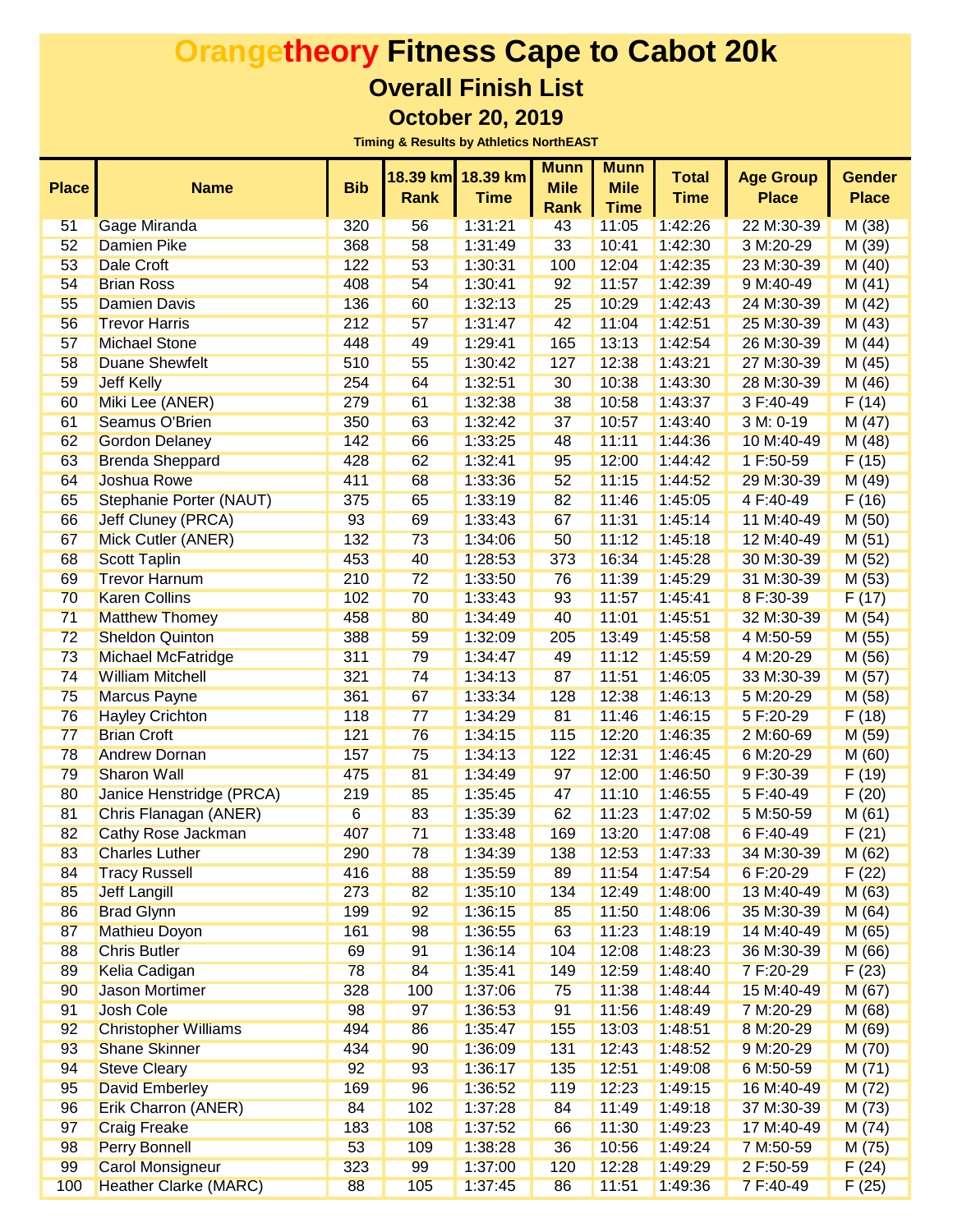# Orangetheory Fitness Cape to Cabot 20k

## Overall Finish List

### October 20, 2019

**Timing & Results by Athletics NorthEAST**

| Place | Name | Bib | 18.39 km Rank | 18.39 km Time | Munn Mile Rank | Munn Mile Time | Total Time | Age Group Place | Gender Place |
|---|---|---|---|---|---|---|---|---|---|
| 51 | Gage Miranda | 320 | 56 | 1:31:21 | 43 | 11:05 | 1:42:26 | 22 M:30-39 | M (38) |
| 52 | Damien Pike | 368 | 58 | 1:31:49 | 33 | 10:41 | 1:42:30 | 3 M:20-29 | M (39) |
| 53 | Dale Croft | 122 | 53 | 1:30:31 | 100 | 12:04 | 1:42:35 | 23 M:30-39 | M (40) |
| 54 | Brian Ross | 408 | 54 | 1:30:41 | 92 | 11:57 | 1:42:39 | 9 M:40-49 | M (41) |
| 55 | Damien Davis | 136 | 60 | 1:32:13 | 25 | 10:29 | 1:42:43 | 24 M:30-39 | M (42) |
| 56 | Trevor Harris | 212 | 57 | 1:31:47 | 42 | 11:04 | 1:42:51 | 25 M:30-39 | M (43) |
| 57 | Michael Stone | 448 | 49 | 1:29:41 | 165 | 13:13 | 1:42:54 | 26 M:30-39 | M (44) |
| 58 | Duane Shewfelt | 510 | 55 | 1:30:42 | 127 | 12:38 | 1:43:21 | 27 M:30-39 | M (45) |
| 59 | Jeff Kelly | 254 | 64 | 1:32:51 | 30 | 10:38 | 1:43:30 | 28 M:30-39 | M (46) |
| 60 | Miki Lee (ANER) | 279 | 61 | 1:32:38 | 38 | 10:58 | 1:43:37 | 3 F:40-49 | F (14) |
| 61 | Seamus O'Brien | 350 | 63 | 1:32:42 | 37 | 10:57 | 1:43:40 | 3 M: 0-19 | M (47) |
| 62 | Gordon Delaney | 142 | 66 | 1:33:25 | 48 | 11:11 | 1:44:36 | 10 M:40-49 | M (48) |
| 63 | Brenda Sheppard | 428 | 62 | 1:32:41 | 95 | 12:00 | 1:44:42 | 1 F:50-59 | F (15) |
| 64 | Joshua Rowe | 411 | 68 | 1:33:36 | 52 | 11:15 | 1:44:52 | 29 M:30-39 | M (49) |
| 65 | Stephanie Porter (NAUT) | 375 | 65 | 1:33:19 | 82 | 11:46 | 1:45:05 | 4 F:40-49 | F (16) |
| 66 | Jeff Cluney (PRCA) | 93 | 69 | 1:33:43 | 67 | 11:31 | 1:45:14 | 11 M:40-49 | M (50) |
| 67 | Mick Cutler (ANER) | 132 | 73 | 1:34:06 | 50 | 11:12 | 1:45:18 | 12 M:40-49 | M (51) |
| 68 | Scott Taplin | 453 | 40 | 1:28:53 | 373 | 16:34 | 1:45:28 | 30 M:30-39 | M (52) |
| 69 | Trevor Harnum | 210 | 72 | 1:33:50 | 76 | 11:39 | 1:45:29 | 31 M:30-39 | M (53) |
| 70 | Karen Collins | 102 | 70 | 1:33:43 | 93 | 11:57 | 1:45:41 | 8 F:30-39 | F (17) |
| 71 | Matthew Thomey | 458 | 80 | 1:34:49 | 40 | 11:01 | 1:45:51 | 32 M:30-39 | M (54) |
| 72 | Sheldon Quinton | 388 | 59 | 1:32:09 | 205 | 13:49 | 1:45:58 | 4 M:50-59 | M (55) |
| 73 | Michael McFatridge | 311 | 79 | 1:34:47 | 49 | 11:12 | 1:45:59 | 4 M:20-29 | M (56) |
| 74 | William Mitchell | 321 | 74 | 1:34:13 | 87 | 11:51 | 1:46:05 | 33 M:30-39 | M (57) |
| 75 | Marcus Payne | 361 | 67 | 1:33:34 | 128 | 12:38 | 1:46:13 | 5 M:20-29 | M (58) |
| 76 | Hayley Crichton | 118 | 77 | 1:34:29 | 81 | 11:46 | 1:46:15 | 5 F:20-29 | F (18) |
| 77 | Brian Croft | 121 | 76 | 1:34:15 | 115 | 12:20 | 1:46:35 | 2 M:60-69 | M (59) |
| 78 | Andrew Dornan | 157 | 75 | 1:34:13 | 122 | 12:31 | 1:46:45 | 6 M:20-29 | M (60) |
| 79 | Sharon Wall | 475 | 81 | 1:34:49 | 97 | 12:00 | 1:46:50 | 9 F:30-39 | F (19) |
| 80 | Janice Henstridge (PRCA) | 219 | 85 | 1:35:45 | 47 | 11:10 | 1:46:55 | 5 F:40-49 | F (20) |
| 81 | Chris Flanagan (ANER) | 6 | 83 | 1:35:39 | 62 | 11:23 | 1:47:02 | 5 M:50-59 | M (61) |
| 82 | Cathy Rose Jackman | 407 | 71 | 1:33:48 | 169 | 13:20 | 1:47:08 | 6 F:40-49 | F (21) |
| 83 | Charles Luther | 290 | 78 | 1:34:39 | 138 | 12:53 | 1:47:33 | 34 M:30-39 | M (62) |
| 84 | Tracy Russell | 416 | 88 | 1:35:59 | 89 | 11:54 | 1:47:54 | 6 F:20-29 | F (22) |
| 85 | Jeff Langill | 273 | 82 | 1:35:10 | 134 | 12:49 | 1:48:00 | 13 M:40-49 | M (63) |
| 86 | Brad Glynn | 199 | 92 | 1:36:15 | 85 | 11:50 | 1:48:06 | 35 M:30-39 | M (64) |
| 87 | Mathieu Doyon | 161 | 98 | 1:36:55 | 63 | 11:23 | 1:48:19 | 14 M:40-49 | M (65) |
| 88 | Chris Butler | 69 | 91 | 1:36:14 | 104 | 12:08 | 1:48:23 | 36 M:30-39 | M (66) |
| 89 | Kelia Cadigan | 78 | 84 | 1:35:41 | 149 | 12:59 | 1:48:40 | 7 F:20-29 | F (23) |
| 90 | Jason Mortimer | 328 | 100 | 1:37:06 | 75 | 11:38 | 1:48:44 | 15 M:40-49 | M (67) |
| 91 | Josh Cole | 98 | 97 | 1:36:53 | 91 | 11:56 | 1:48:49 | 7 M:20-29 | M (68) |
| 92 | Christopher Williams | 494 | 86 | 1:35:47 | 155 | 13:03 | 1:48:51 | 8 M:20-29 | M (69) |
| 93 | Shane Skinner | 434 | 90 | 1:36:09 | 131 | 12:43 | 1:48:52 | 9 M:20-29 | M (70) |
| 94 | Steve Cleary | 92 | 93 | 1:36:17 | 135 | 12:51 | 1:49:08 | 6 M:50-59 | M (71) |
| 95 | David Emberley | 169 | 96 | 1:36:52 | 119 | 12:23 | 1:49:15 | 16 M:40-49 | M (72) |
| 96 | Erik Charron (ANER) | 84 | 102 | 1:37:28 | 84 | 11:49 | 1:49:18 | 37 M:30-39 | M (73) |
| 97 | Craig Freake | 183 | 108 | 1:37:52 | 66 | 11:30 | 1:49:23 | 17 M:40-49 | M (74) |
| 98 | Perry Bonnell | 53 | 109 | 1:38:28 | 36 | 10:56 | 1:49:24 | 7 M:50-59 | M (75) |
| 99 | Carol Monsigneur | 323 | 99 | 1:37:00 | 120 | 12:28 | 1:49:29 | 2 F:50-59 | F (24) |
| 100 | Heather Clarke (MARC) | 88 | 105 | 1:37:45 | 86 | 11:51 | 1:49:36 | 7 F:40-49 | F (25) |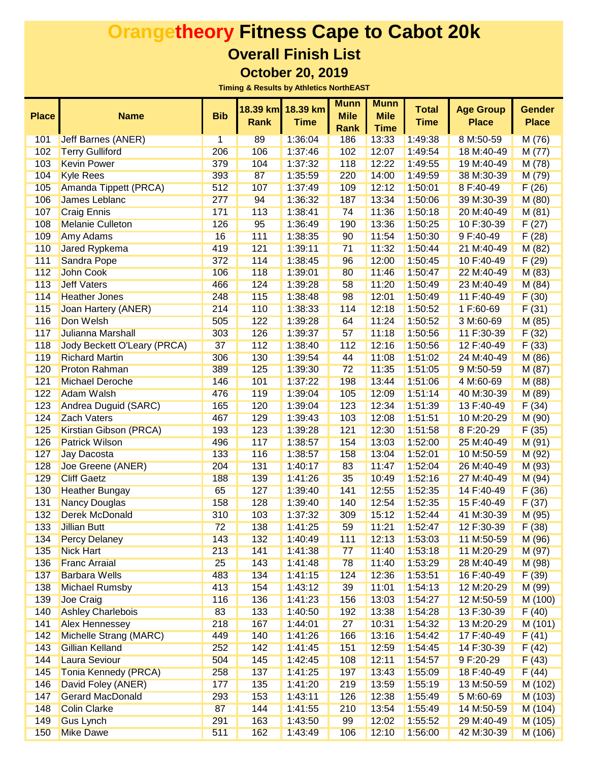# Orangetheory Fitness Cape to Cabot 20k

## Overall Finish List

### October 20, 2019

**Timing & Results by Athletics NorthEAST**

| Place | Name | Bib | 18.39 km Rank | 18.39 km Time | Munn Mile Rank | Munn Mile Time | Total Time | Age Group Place | Gender Place |
|---|---|---|---|---|---|---|---|---|---|
| 101 | Jeff Barnes (ANER) | 1 | 89 | 1:36:04 | 186 | 13:33 | 1:49:38 | 8 M:50-59 | M (76) |
| 102 | Terry Gulliford | 206 | 106 | 1:37:46 | 102 | 12:07 | 1:49:54 | 18 M:40-49 | M (77) |
| 103 | Kevin Power | 379 | 104 | 1:37:32 | 118 | 12:22 | 1:49:55 | 19 M:40-49 | M (78) |
| 104 | Kyle Rees | 393 | 87 | 1:35:59 | 220 | 14:00 | 1:49:59 | 38 M:30-39 | M (79) |
| 105 | Amanda Tippett (PRCA) | 512 | 107 | 1:37:49 | 109 | 12:12 | 1:50:01 | 8 F:40-49 | F (26) |
| 106 | James Leblanc | 277 | 94 | 1:36:32 | 187 | 13:34 | 1:50:06 | 39 M:30-39 | M (80) |
| 107 | Craig Ennis | 171 | 113 | 1:38:41 | 74 | 11:36 | 1:50:18 | 20 M:40-49 | M (81) |
| 108 | Melanie Culleton | 126 | 95 | 1:36:49 | 190 | 13:36 | 1:50:25 | 10 F:30-39 | F (27) |
| 109 | Amy Adams | 16 | 111 | 1:38:35 | 90 | 11:54 | 1:50:30 | 9 F:40-49 | F (28) |
| 110 | Jared Rypkema | 419 | 121 | 1:39:11 | 71 | 11:32 | 1:50:44 | 21 M:40-49 | M (82) |
| 111 | Sandra Pope | 372 | 114 | 1:38:45 | 96 | 12:00 | 1:50:45 | 10 F:40-49 | F (29) |
| 112 | John Cook | 106 | 118 | 1:39:01 | 80 | 11:46 | 1:50:47 | 22 M:40-49 | M (83) |
| 113 | Jeff Vaters | 466 | 124 | 1:39:28 | 58 | 11:20 | 1:50:49 | 23 M:40-49 | M (84) |
| 114 | Heather Jones | 248 | 115 | 1:38:48 | 98 | 12:01 | 1:50:49 | 11 F:40-49 | F (30) |
| 115 | Joan Hartery (ANER) | 214 | 110 | 1:38:33 | 114 | 12:18 | 1:50:52 | 1 F:60-69 | F (31) |
| 116 | Don Welsh | 505 | 122 | 1:39:28 | 64 | 11:24 | 1:50:52 | 3 M:60-69 | M (85) |
| 117 | Julianna Marshall | 303 | 126 | 1:39:37 | 57 | 11:18 | 1:50:56 | 11 F:30-39 | F (32) |
| 118 | Jody Beckett O'Leary (PRCA) | 37 | 112 | 1:38:40 | 112 | 12:16 | 1:50:56 | 12 F:40-49 | F (33) |
| 119 | Richard Martin | 306 | 130 | 1:39:54 | 44 | 11:08 | 1:51:02 | 24 M:40-49 | M (86) |
| 120 | Proton Rahman | 389 | 125 | 1:39:30 | 72 | 11:35 | 1:51:05 | 9 M:50-59 | M (87) |
| 121 | Michael Deroche | 146 | 101 | 1:37:22 | 198 | 13:44 | 1:51:06 | 4 M:60-69 | M (88) |
| 122 | Adam Walsh | 476 | 119 | 1:39:04 | 105 | 12:09 | 1:51:14 | 40 M:30-39 | M (89) |
| 123 | Andrea Duguid (SARC) | 165 | 120 | 1:39:04 | 123 | 12:34 | 1:51:39 | 13 F:40-49 | F (34) |
| 124 | Zach Vaters | 467 | 129 | 1:39:43 | 103 | 12:08 | 1:51:51 | 10 M:20-29 | M (90) |
| 125 | Kirstian Gibson (PRCA) | 193 | 123 | 1:39:28 | 121 | 12:30 | 1:51:58 | 8 F:20-29 | F (35) |
| 126 | Patrick Wilson | 496 | 117 | 1:38:57 | 154 | 13:03 | 1:52:00 | 25 M:40-49 | M (91) |
| 127 | Jay Dacosta | 133 | 116 | 1:38:57 | 158 | 13:04 | 1:52:01 | 10 M:50-59 | M (92) |
| 128 | Joe Greene (ANER) | 204 | 131 | 1:40:17 | 83 | 11:47 | 1:52:04 | 26 M:40-49 | M (93) |
| 129 | Cliff Gaetz | 188 | 139 | 1:41:26 | 35 | 10:49 | 1:52:16 | 27 M:40-49 | M (94) |
| 130 | Heather Bungay | 65 | 127 | 1:39:40 | 141 | 12:55 | 1:52:35 | 14 F:40-49 | F (36) |
| 131 | Nancy Douglas | 158 | 128 | 1:39:40 | 140 | 12:54 | 1:52:35 | 15 F:40-49 | F (37) |
| 132 | Derek McDonald | 310 | 103 | 1:37:32 | 309 | 15:12 | 1:52:44 | 41 M:30-39 | M (95) |
| 133 | Jillian Butt | 72 | 138 | 1:41:25 | 59 | 11:21 | 1:52:47 | 12 F:30-39 | F (38) |
| 134 | Percy Delaney | 143 | 132 | 1:40:49 | 111 | 12:13 | 1:53:03 | 11 M:50-59 | M (96) |
| 135 | Nick Hart | 213 | 141 | 1:41:38 | 77 | 11:40 | 1:53:18 | 11 M:20-29 | M (97) |
| 136 | Franc Arraial | 25 | 143 | 1:41:48 | 78 | 11:40 | 1:53:29 | 28 M:40-49 | M (98) |
| 137 | Barbara Wells | 483 | 134 | 1:41:15 | 124 | 12:36 | 1:53:51 | 16 F:40-49 | F (39) |
| 138 | Michael Rumsby | 413 | 154 | 1:43:12 | 39 | 11:01 | 1:54:13 | 12 M:20-29 | M (99) |
| 139 | Joe Craig | 116 | 136 | 1:41:23 | 156 | 13:03 | 1:54:27 | 12 M:50-59 | M (100) |
| 140 | Ashley Charlebois | 83 | 133 | 1:40:50 | 192 | 13:38 | 1:54:28 | 13 F:30-39 | F (40) |
| 141 | Alex Hennessey | 218 | 167 | 1:44:01 | 27 | 10:31 | 1:54:32 | 13 M:20-29 | M (101) |
| 142 | Michelle Strang (MARC) | 449 | 140 | 1:41:26 | 166 | 13:16 | 1:54:42 | 17 F:40-49 | F (41) |
| 143 | Gillian Kelland | 252 | 142 | 1:41:45 | 151 | 12:59 | 1:54:45 | 14 F:30-39 | F (42) |
| 144 | Laura Seviour | 504 | 145 | 1:42:45 | 108 | 12:11 | 1:54:57 | 9 F:20-29 | F (43) |
| 145 | Tonia Kennedy (PRCA) | 258 | 137 | 1:41:25 | 197 | 13:43 | 1:55:09 | 18 F:40-49 | F (44) |
| 146 | David Foley (ANER) | 177 | 135 | 1:41:20 | 219 | 13:59 | 1:55:19 | 13 M:50-59 | M (102) |
| 147 | Gerard MacDonald | 293 | 153 | 1:43:11 | 126 | 12:38 | 1:55:49 | 5 M:60-69 | M (103) |
| 148 | Colin Clarke | 87 | 144 | 1:41:55 | 210 | 13:54 | 1:55:49 | 14 M:50-59 | M (104) |
| 149 | Gus Lynch | 291 | 163 | 1:43:50 | 99 | 12:02 | 1:55:52 | 29 M:40-49 | M (105) |
| 150 | Mike Dawe | 511 | 162 | 1:43:49 | 106 | 12:10 | 1:56:00 | 42 M:30-39 | M (106) |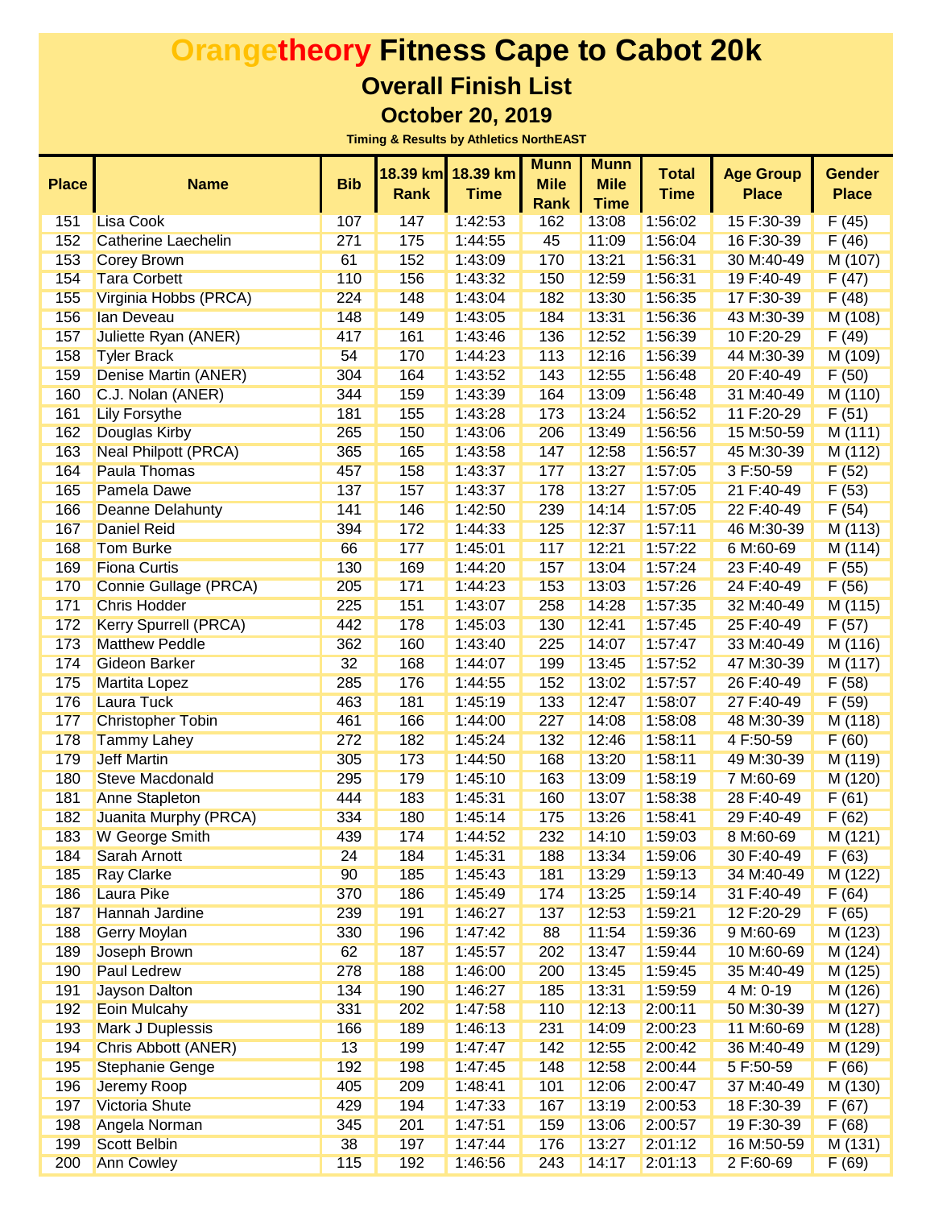# Orangetheory Fitness Cape to Cabot 20k

## Overall Finish List

### October 20, 2019

**Timing & Results by Athletics NorthEAST**

| Place | Name | Bib | 18.39 km Rank | 18.39 km Time | Munn Mile Rank | Munn Mile Time | Total Time | Age Group Place | Gender Place |
|---|---|---|---|---|---|---|---|---|---|
| 151 | Lisa Cook | 107 | 147 | 1:42:53 | 162 | 13:08 | 1:56:02 | 15 F:30-39 | F (45) |
| 152 | Catherine Laechelin | 271 | 175 | 1:44:55 | 45 | 11:09 | 1:56:04 | 16 F:30-39 | F (46) |
| 153 | Corey Brown | 61 | 152 | 1:43:09 | 170 | 13:21 | 1:56:31 | 30 M:40-49 | M (107) |
| 154 | Tara Corbett | 110 | 156 | 1:43:32 | 150 | 12:59 | 1:56:31 | 19 F:40-49 | F (47) |
| 155 | Virginia Hobbs (PRCA) | 224 | 148 | 1:43:04 | 182 | 13:30 | 1:56:35 | 17 F:30-39 | F (48) |
| 156 | Ian Deveau | 148 | 149 | 1:43:05 | 184 | 13:31 | 1:56:36 | 43 M:30-39 | M (108) |
| 157 | Juliette Ryan (ANER) | 417 | 161 | 1:43:46 | 136 | 12:52 | 1:56:39 | 10 F:20-29 | F (49) |
| 158 | Tyler Brack | 54 | 170 | 1:44:23 | 113 | 12:16 | 1:56:39 | 44 M:30-39 | M (109) |
| 159 | Denise Martin (ANER) | 304 | 164 | 1:43:52 | 143 | 12:55 | 1:56:48 | 20 F:40-49 | F (50) |
| 160 | C.J. Nolan (ANER) | 344 | 159 | 1:43:39 | 164 | 13:09 | 1:56:48 | 31 M:40-49 | M (110) |
| 161 | Lily Forsythe | 181 | 155 | 1:43:28 | 173 | 13:24 | 1:56:52 | 11 F:20-29 | F (51) |
| 162 | Douglas Kirby | 265 | 150 | 1:43:06 | 206 | 13:49 | 1:56:56 | 15 M:50-59 | M (111) |
| 163 | Neal Philpott (PRCA) | 365 | 165 | 1:43:58 | 147 | 12:58 | 1:56:57 | 45 M:30-39 | M (112) |
| 164 | Paula Thomas | 457 | 158 | 1:43:37 | 177 | 13:27 | 1:57:05 | 3 F:50-59 | F (52) |
| 165 | Pamela Dawe | 137 | 157 | 1:43:37 | 178 | 13:27 | 1:57:05 | 21 F:40-49 | F (53) |
| 166 | Deanne Delahunty | 141 | 146 | 1:42:50 | 239 | 14:14 | 1:57:05 | 22 F:40-49 | F (54) |
| 167 | Daniel Reid | 394 | 172 | 1:44:33 | 125 | 12:37 | 1:57:11 | 46 M:30-39 | M (113) |
| 168 | Tom Burke | 66 | 177 | 1:45:01 | 117 | 12:21 | 1:57:22 | 6 M:60-69 | M (114) |
| 169 | Fiona Curtis | 130 | 169 | 1:44:20 | 157 | 13:04 | 1:57:24 | 23 F:40-49 | F (55) |
| 170 | Connie Gullage (PRCA) | 205 | 171 | 1:44:23 | 153 | 13:03 | 1:57:26 | 24 F:40-49 | F (56) |
| 171 | Chris Hodder | 225 | 151 | 1:43:07 | 258 | 14:28 | 1:57:35 | 32 M:40-49 | M (115) |
| 172 | Kerry Spurrell (PRCA) | 442 | 178 | 1:45:03 | 130 | 12:41 | 1:57:45 | 25 F:40-49 | F (57) |
| 173 | Matthew Peddle | 362 | 160 | 1:43:40 | 225 | 14:07 | 1:57:47 | 33 M:40-49 | M (116) |
| 174 | Gideon Barker | 32 | 168 | 1:44:07 | 199 | 13:45 | 1:57:52 | 47 M:30-39 | M (117) |
| 175 | Martita Lopez | 285 | 176 | 1:44:55 | 152 | 13:02 | 1:57:57 | 26 F:40-49 | F (58) |
| 176 | Laura Tuck | 463 | 181 | 1:45:19 | 133 | 12:47 | 1:58:07 | 27 F:40-49 | F (59) |
| 177 | Christopher Tobin | 461 | 166 | 1:44:00 | 227 | 14:08 | 1:58:08 | 48 M:30-39 | M (118) |
| 178 | Tammy Lahey | 272 | 182 | 1:45:24 | 132 | 12:46 | 1:58:11 | 4 F:50-59 | F (60) |
| 179 | Jeff Martin | 305 | 173 | 1:44:50 | 168 | 13:20 | 1:58:11 | 49 M:30-39 | M (119) |
| 180 | Steve Macdonald | 295 | 179 | 1:45:10 | 163 | 13:09 | 1:58:19 | 7 M:60-69 | M (120) |
| 181 | Anne Stapleton | 444 | 183 | 1:45:31 | 160 | 13:07 | 1:58:38 | 28 F:40-49 | F (61) |
| 182 | Juanita Murphy (PRCA) | 334 | 180 | 1:45:14 | 175 | 13:26 | 1:58:41 | 29 F:40-49 | F (62) |
| 183 | W George Smith | 439 | 174 | 1:44:52 | 232 | 14:10 | 1:59:03 | 8 M:60-69 | M (121) |
| 184 | Sarah Arnott | 24 | 184 | 1:45:31 | 188 | 13:34 | 1:59:06 | 30 F:40-49 | F (63) |
| 185 | Ray Clarke | 90 | 185 | 1:45:43 | 181 | 13:29 | 1:59:13 | 34 M:40-49 | M (122) |
| 186 | Laura Pike | 370 | 186 | 1:45:49 | 174 | 13:25 | 1:59:14 | 31 F:40-49 | F (64) |
| 187 | Hannah Jardine | 239 | 191 | 1:46:27 | 137 | 12:53 | 1:59:21 | 12 F:20-29 | F (65) |
| 188 | Gerry Moylan | 330 | 196 | 1:47:42 | 88 | 11:54 | 1:59:36 | 9 M:60-69 | M (123) |
| 189 | Joseph Brown | 62 | 187 | 1:45:57 | 202 | 13:47 | 1:59:44 | 10 M:60-69 | M (124) |
| 190 | Paul Ledrew | 278 | 188 | 1:46:00 | 200 | 13:45 | 1:59:45 | 35 M:40-49 | M (125) |
| 191 | Jayson Dalton | 134 | 190 | 1:46:27 | 185 | 13:31 | 1:59:59 | 4 M: 0-19 | M (126) |
| 192 | Eoin Mulcahy | 331 | 202 | 1:47:58 | 110 | 12:13 | 2:00:11 | 50 M:30-39 | M (127) |
| 193 | Mark J Duplessis | 166 | 189 | 1:46:13 | 231 | 14:09 | 2:00:23 | 11 M:60-69 | M (128) |
| 194 | Chris Abbott (ANER) | 13 | 199 | 1:47:47 | 142 | 12:55 | 2:00:42 | 36 M:40-49 | M (129) |
| 195 | Stephanie Genge | 192 | 198 | 1:47:45 | 148 | 12:58 | 2:00:44 | 5 F:50-59 | F (66) |
| 196 | Jeremy Roop | 405 | 209 | 1:48:41 | 101 | 12:06 | 2:00:47 | 37 M:40-49 | M (130) |
| 197 | Victoria Shute | 429 | 194 | 1:47:33 | 167 | 13:19 | 2:00:53 | 18 F:30-39 | F (67) |
| 198 | Angela Norman | 345 | 201 | 1:47:51 | 159 | 13:06 | 2:00:57 | 19 F:30-39 | F (68) |
| 199 | Scott Belbin | 38 | 197 | 1:47:44 | 176 | 13:27 | 2:01:12 | 16 M:50-59 | M (131) |
| 200 | Ann Cowley | 115 | 192 | 1:46:56 | 243 | 14:17 | 2:01:13 | 2 F:60-69 | F (69) |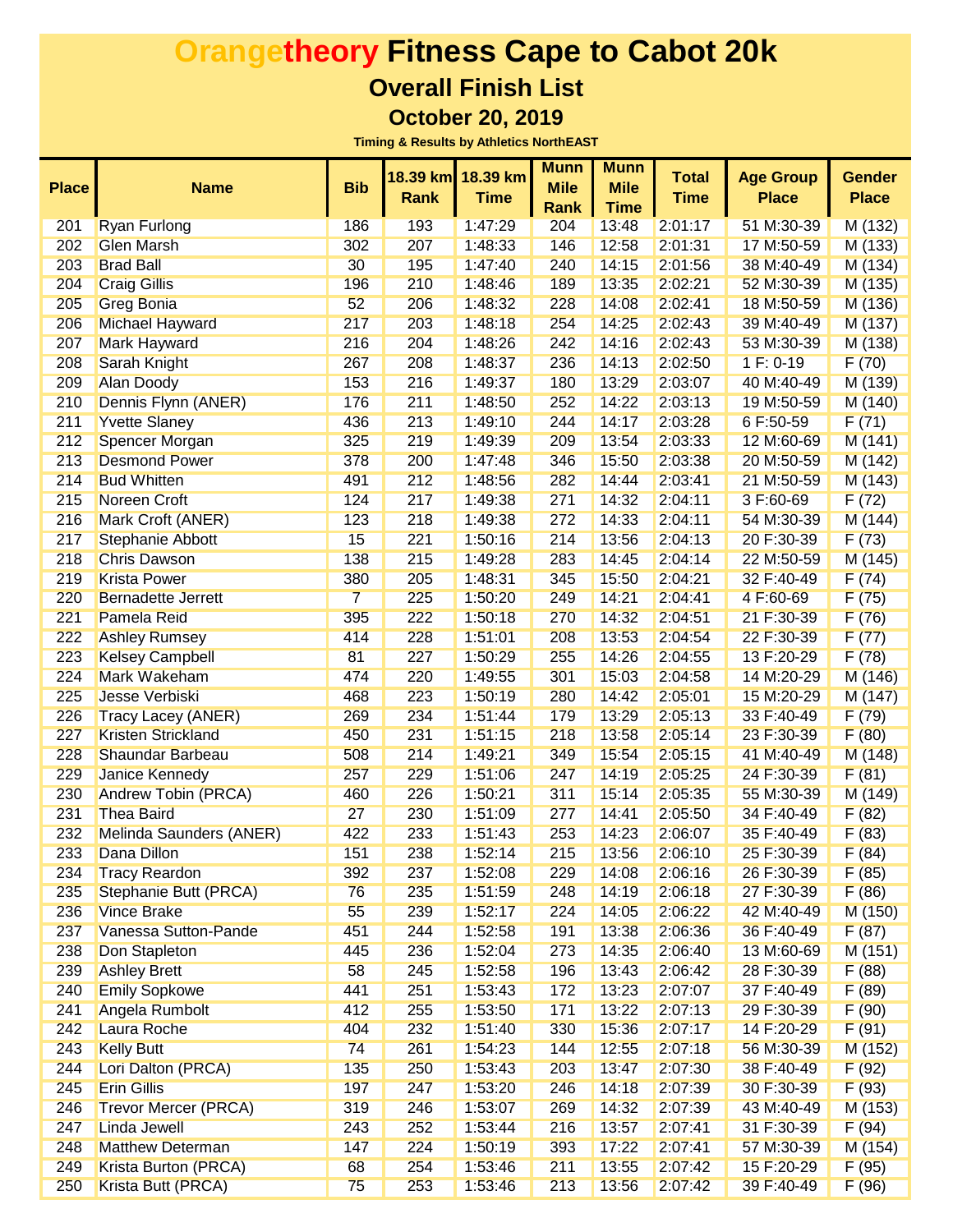# Orangetheory Fitness Cape to Cabot 20k

## Overall Finish List

### October 20, 2019

**Timing & Results by Athletics NorthEAST**

| Place | Name | Bib | 18.39 km Rank | 18.39 km Time | Munn Mile Rank | Munn Mile Time | Total Time | Age Group Place | Gender Place |
|---|---|---|---|---|---|---|---|---|---|
| 201 | Ryan Furlong | 186 | 193 | 1:47:29 | 204 | 13:48 | 2:01:17 | 51 M:30-39 | M (132) |
| 202 | Glen Marsh | 302 | 207 | 1:48:33 | 146 | 12:58 | 2:01:31 | 17 M:50-59 | M (133) |
| 203 | Brad Ball | 30 | 195 | 1:47:40 | 240 | 14:15 | 2:01:56 | 38 M:40-49 | M (134) |
| 204 | Craig Gillis | 196 | 210 | 1:48:46 | 189 | 13:35 | 2:02:21 | 52 M:30-39 | M (135) |
| 205 | Greg Bonia | 52 | 206 | 1:48:32 | 228 | 14:08 | 2:02:41 | 18 M:50-59 | M (136) |
| 206 | Michael Hayward | 217 | 203 | 1:48:18 | 254 | 14:25 | 2:02:43 | 39 M:40-49 | M (137) |
| 207 | Mark Hayward | 216 | 204 | 1:48:26 | 242 | 14:16 | 2:02:43 | 53 M:30-39 | M (138) |
| 208 | Sarah Knight | 267 | 208 | 1:48:37 | 236 | 14:13 | 2:02:50 | 1 F: 0-19 | F (70) |
| 209 | Alan Doody | 153 | 216 | 1:49:37 | 180 | 13:29 | 2:03:07 | 40 M:40-49 | M (139) |
| 210 | Dennis Flynn (ANER) | 176 | 211 | 1:48:50 | 252 | 14:22 | 2:03:13 | 19 M:50-59 | M (140) |
| 211 | Yvette Slaney | 436 | 213 | 1:49:10 | 244 | 14:17 | 2:03:28 | 6 F:50-59 | F (71) |
| 212 | Spencer Morgan | 325 | 219 | 1:49:39 | 209 | 13:54 | 2:03:33 | 12 M:60-69 | M (141) |
| 213 | Desmond Power | 378 | 200 | 1:47:48 | 346 | 15:50 | 2:03:38 | 20 M:50-59 | M (142) |
| 214 | Bud Whitten | 491 | 212 | 1:48:56 | 282 | 14:44 | 2:03:41 | 21 M:50-59 | M (143) |
| 215 | Noreen Croft | 124 | 217 | 1:49:38 | 271 | 14:32 | 2:04:11 | 3 F:60-69 | F (72) |
| 216 | Mark Croft (ANER) | 123 | 218 | 1:49:38 | 272 | 14:33 | 2:04:11 | 54 M:30-39 | M (144) |
| 217 | Stephanie Abbott | 15 | 221 | 1:50:16 | 214 | 13:56 | 2:04:13 | 20 F:30-39 | F (73) |
| 218 | Chris Dawson | 138 | 215 | 1:49:28 | 283 | 14:45 | 2:04:14 | 22 M:50-59 | M (145) |
| 219 | Krista Power | 380 | 205 | 1:48:31 | 345 | 15:50 | 2:04:21 | 32 F:40-49 | F (74) |
| 220 | Bernadette Jerrett | 7 | 225 | 1:50:20 | 249 | 14:21 | 2:04:41 | 4 F:60-69 | F (75) |
| 221 | Pamela Reid | 395 | 222 | 1:50:18 | 270 | 14:32 | 2:04:51 | 21 F:30-39 | F (76) |
| 222 | Ashley Rumsey | 414 | 228 | 1:51:01 | 208 | 13:53 | 2:04:54 | 22 F:30-39 | F (77) |
| 223 | Kelsey Campbell | 81 | 227 | 1:50:29 | 255 | 14:26 | 2:04:55 | 13 F:20-29 | F (78) |
| 224 | Mark Wakeham | 474 | 220 | 1:49:55 | 301 | 15:03 | 2:04:58 | 14 M:20-29 | M (146) |
| 225 | Jesse Verbiski | 468 | 223 | 1:50:19 | 280 | 14:42 | 2:05:01 | 15 M:20-29 | M (147) |
| 226 | Tracy Lacey (ANER) | 269 | 234 | 1:51:44 | 179 | 13:29 | 2:05:13 | 33 F:40-49 | F (79) |
| 227 | Kristen Strickland | 450 | 231 | 1:51:15 | 218 | 13:58 | 2:05:14 | 23 F:30-39 | F (80) |
| 228 | Shaundar Barbeau | 508 | 214 | 1:49:21 | 349 | 15:54 | 2:05:15 | 41 M:40-49 | M (148) |
| 229 | Janice Kennedy | 257 | 229 | 1:51:06 | 247 | 14:19 | 2:05:25 | 24 F:30-39 | F (81) |
| 230 | Andrew Tobin (PRCA) | 460 | 226 | 1:50:21 | 311 | 15:14 | 2:05:35 | 55 M:30-39 | M (149) |
| 231 | Thea Baird | 27 | 230 | 1:51:09 | 277 | 14:41 | 2:05:50 | 34 F:40-49 | F (82) |
| 232 | Melinda Saunders (ANER) | 422 | 233 | 1:51:43 | 253 | 14:23 | 2:06:07 | 35 F:40-49 | F (83) |
| 233 | Dana Dillon | 151 | 238 | 1:52:14 | 215 | 13:56 | 2:06:10 | 25 F:30-39 | F (84) |
| 234 | Tracy Reardon | 392 | 237 | 1:52:08 | 229 | 14:08 | 2:06:16 | 26 F:30-39 | F (85) |
| 235 | Stephanie Butt (PRCA) | 76 | 235 | 1:51:59 | 248 | 14:19 | 2:06:18 | 27 F:30-39 | F (86) |
| 236 | Vince Brake | 55 | 239 | 1:52:17 | 224 | 14:05 | 2:06:22 | 42 M:40-49 | M (150) |
| 237 | Vanessa Sutton-Pande | 451 | 244 | 1:52:58 | 191 | 13:38 | 2:06:36 | 36 F:40-49 | F (87) |
| 238 | Don Stapleton | 445 | 236 | 1:52:04 | 273 | 14:35 | 2:06:40 | 13 M:60-69 | M (151) |
| 239 | Ashley Brett | 58 | 245 | 1:52:58 | 196 | 13:43 | 2:06:42 | 28 F:30-39 | F (88) |
| 240 | Emily Sopkowe | 441 | 251 | 1:53:43 | 172 | 13:23 | 2:07:07 | 37 F:40-49 | F (89) |
| 241 | Angela Rumbolt | 412 | 255 | 1:53:50 | 171 | 13:22 | 2:07:13 | 29 F:30-39 | F (90) |
| 242 | Laura Roche | 404 | 232 | 1:51:40 | 330 | 15:36 | 2:07:17 | 14 F:20-29 | F (91) |
| 243 | Kelly Butt | 74 | 261 | 1:54:23 | 144 | 12:55 | 2:07:18 | 56 M:30-39 | M (152) |
| 244 | Lori Dalton (PRCA) | 135 | 250 | 1:53:43 | 203 | 13:47 | 2:07:30 | 38 F:40-49 | F (92) |
| 245 | Erin Gillis | 197 | 247 | 1:53:20 | 246 | 14:18 | 2:07:39 | 30 F:30-39 | F (93) |
| 246 | Trevor Mercer (PRCA) | 319 | 246 | 1:53:07 | 269 | 14:32 | 2:07:39 | 43 M:40-49 | M (153) |
| 247 | Linda Jewell | 243 | 252 | 1:53:44 | 216 | 13:57 | 2:07:41 | 31 F:30-39 | F (94) |
| 248 | Matthew Determan | 147 | 224 | 1:50:19 | 393 | 17:22 | 2:07:41 | 57 M:30-39 | M (154) |
| 249 | Krista Burton (PRCA) | 68 | 254 | 1:53:46 | 211 | 13:55 | 2:07:42 | 15 F:20-29 | F (95) |
| 250 | Krista Butt (PRCA) | 75 | 253 | 1:53:46 | 213 | 13:56 | 2:07:42 | 39 F:40-49 | F (96) |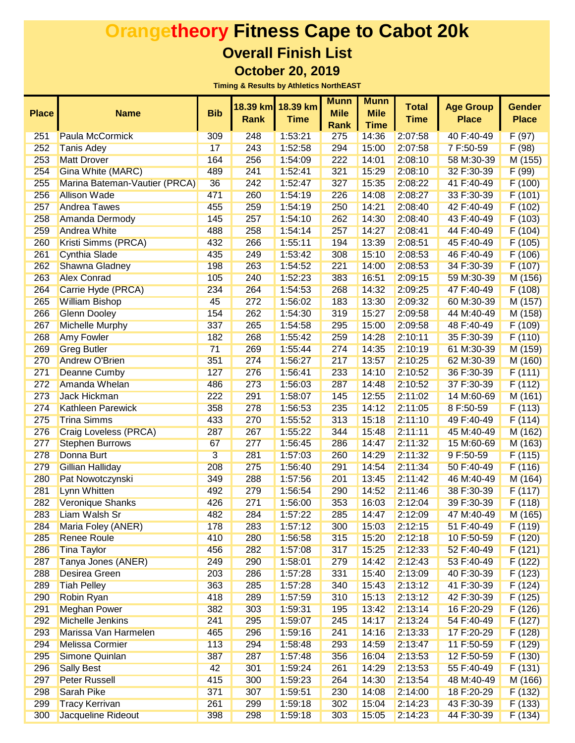# Orangetheory Fitness Cape to Cabot 20k

## Overall Finish List

### October 20, 2019

**Timing & Results by Athletics NorthEAST**

| Place | Name | Bib | 18.39 km Rank | 18.39 km Time | Munn Mile Rank | Munn Mile Time | Total Time | Age Group Place | Gender Place |
|---|---|---|---|---|---|---|---|---|---|
| 251 | Paula McCormick | 309 | 248 | 1:53:21 | 275 | 14:36 | 2:07:58 | 40 F:40-49 | F (97) |
| 252 | Tanis Adey | 17 | 243 | 1:52:58 | 294 | 15:00 | 2:07:58 | 7 F:50-59 | F (98) |
| 253 | Matt Drover | 164 | 256 | 1:54:09 | 222 | 14:01 | 2:08:10 | 58 M:30-39 | M (155) |
| 254 | Gina White (MARC) | 489 | 241 | 1:52:41 | 321 | 15:29 | 2:08:10 | 32 F:30-39 | F (99) |
| 255 | Marina Bateman-Vautier (PRCA) | 36 | 242 | 1:52:47 | 327 | 15:35 | 2:08:22 | 41 F:40-49 | F (100) |
| 256 | Allison Wade | 471 | 260 | 1:54:19 | 226 | 14:08 | 2:08:27 | 33 F:30-39 | F (101) |
| 257 | Andrea Tawes | 455 | 259 | 1:54:19 | 250 | 14:21 | 2:08:40 | 42 F:40-49 | F (102) |
| 258 | Amanda Dermody | 145 | 257 | 1:54:10 | 262 | 14:30 | 2:08:40 | 43 F:40-49 | F (103) |
| 259 | Andrea White | 488 | 258 | 1:54:14 | 257 | 14:27 | 2:08:41 | 44 F:40-49 | F (104) |
| 260 | Kristi Simms (PRCA) | 432 | 266 | 1:55:11 | 194 | 13:39 | 2:08:51 | 45 F:40-49 | F (105) |
| 261 | Cynthia Slade | 435 | 249 | 1:53:42 | 308 | 15:10 | 2:08:53 | 46 F:40-49 | F (106) |
| 262 | Shawna Gladney | 198 | 263 | 1:54:52 | 221 | 14:00 | 2:08:53 | 34 F:30-39 | F (107) |
| 263 | Alex Conrad | 105 | 240 | 1:52:23 | 383 | 16:51 | 2:09:15 | 59 M:30-39 | M (156) |
| 264 | Carrie Hyde (PRCA) | 234 | 264 | 1:54:53 | 268 | 14:32 | 2:09:25 | 47 F:40-49 | F (108) |
| 265 | William Bishop | 45 | 272 | 1:56:02 | 183 | 13:30 | 2:09:32 | 60 M:30-39 | M (157) |
| 266 | Glenn Dooley | 154 | 262 | 1:54:30 | 319 | 15:27 | 2:09:58 | 44 M:40-49 | M (158) |
| 267 | Michelle Murphy | 337 | 265 | 1:54:58 | 295 | 15:00 | 2:09:58 | 48 F:40-49 | F (109) |
| 268 | Amy Fowler | 182 | 268 | 1:55:42 | 259 | 14:28 | 2:10:11 | 35 F:30-39 | F (110) |
| 269 | Greg Butler | 71 | 269 | 1:55:44 | 274 | 14:35 | 2:10:19 | 61 M:30-39 | M (159) |
| 270 | Andrew O'Brien | 351 | 274 | 1:56:27 | 217 | 13:57 | 2:10:25 | 62 M:30-39 | M (160) |
| 271 | Deanne Cumby | 127 | 276 | 1:56:41 | 233 | 14:10 | 2:10:52 | 36 F:30-39 | F (111) |
| 272 | Amanda Whelan | 486 | 273 | 1:56:03 | 287 | 14:48 | 2:10:52 | 37 F:30-39 | F (112) |
| 273 | Jack Hickman | 222 | 291 | 1:58:07 | 145 | 12:55 | 2:11:02 | 14 M:60-69 | M (161) |
| 274 | Kathleen Parewick | 358 | 278 | 1:56:53 | 235 | 14:12 | 2:11:05 | 8 F:50-59 | F (113) |
| 275 | Trina Simms | 433 | 270 | 1:55:52 | 313 | 15:18 | 2:11:10 | 49 F:40-49 | F (114) |
| 276 | Craig Loveless (PRCA) | 287 | 267 | 1:55:22 | 344 | 15:48 | 2:11:11 | 45 M:40-49 | M (162) |
| 277 | Stephen Burrows | 67 | 277 | 1:56:45 | 286 | 14:47 | 2:11:32 | 15 M:60-69 | M (163) |
| 278 | Donna Burt | 3 | 281 | 1:57:03 | 260 | 14:29 | 2:11:32 | 9 F:50-59 | F (115) |
| 279 | Gillian Halliday | 208 | 275 | 1:56:40 | 291 | 14:54 | 2:11:34 | 50 F:40-49 | F (116) |
| 280 | Pat Nowotczynski | 349 | 288 | 1:57:56 | 201 | 13:45 | 2:11:42 | 46 M:40-49 | M (164) |
| 281 | Lynn Whitten | 492 | 279 | 1:56:54 | 290 | 14:52 | 2:11:46 | 38 F:30-39 | F (117) |
| 282 | Veronique Shanks | 426 | 271 | 1:56:00 | 353 | 16:03 | 2:12:04 | 39 F:30-39 | F (118) |
| 283 | Liam Walsh Sr | 482 | 284 | 1:57:22 | 285 | 14:47 | 2:12:09 | 47 M:40-49 | M (165) |
| 284 | Maria Foley (ANER) | 178 | 283 | 1:57:12 | 300 | 15:03 | 2:12:15 | 51 F:40-49 | F (119) |
| 285 | Renee Roule | 410 | 280 | 1:56:58 | 315 | 15:20 | 2:12:18 | 10 F:50-59 | F (120) |
| 286 | Tina Taylor | 456 | 282 | 1:57:08 | 317 | 15:25 | 2:12:33 | 52 F:40-49 | F (121) |
| 287 | Tanya Jones (ANER) | 249 | 290 | 1:58:01 | 279 | 14:42 | 2:12:43 | 53 F:40-49 | F (122) |
| 288 | Desirea Green | 203 | 286 | 1:57:28 | 331 | 15:40 | 2:13:09 | 40 F:30-39 | F (123) |
| 289 | Tiah Pelley | 363 | 285 | 1:57:28 | 340 | 15:43 | 2:13:12 | 41 F:30-39 | F (124) |
| 290 | Robin Ryan | 418 | 289 | 1:57:59 | 310 | 15:13 | 2:13:12 | 42 F:30-39 | F (125) |
| 291 | Meghan Power | 382 | 303 | 1:59:31 | 195 | 13:42 | 2:13:14 | 16 F:20-29 | F (126) |
| 292 | Michelle Jenkins | 241 | 295 | 1:59:07 | 245 | 14:17 | 2:13:24 | 54 F:40-49 | F (127) |
| 293 | Marissa Van Harmelen | 465 | 296 | 1:59:16 | 241 | 14:16 | 2:13:33 | 17 F:20-29 | F (128) |
| 294 | Melissa Cormier | 113 | 294 | 1:58:48 | 293 | 14:59 | 2:13:47 | 11 F:50-59 | F (129) |
| 295 | Simone Quinlan | 387 | 287 | 1:57:48 | 356 | 16:04 | 2:13:53 | 12 F:50-59 | F (130) |
| 296 | Sally Best | 42 | 301 | 1:59:24 | 261 | 14:29 | 2:13:53 | 55 F:40-49 | F (131) |
| 297 | Peter Russell | 415 | 300 | 1:59:23 | 264 | 14:30 | 2:13:54 | 48 M:40-49 | M (166) |
| 298 | Sarah Pike | 371 | 307 | 1:59:51 | 230 | 14:08 | 2:14:00 | 18 F:20-29 | F (132) |
| 299 | Tracy Kerrivan | 261 | 299 | 1:59:18 | 302 | 15:04 | 2:14:23 | 43 F:30-39 | F (133) |
| 300 | Jacqueline Rideout | 398 | 298 | 1:59:18 | 303 | 15:05 | 2:14:23 | 44 F:30-39 | F (134) |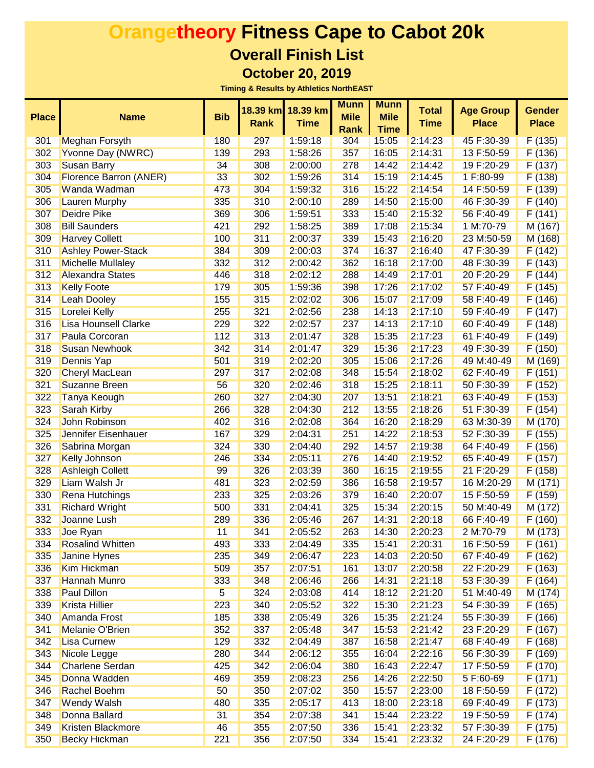# Orangetheory Fitness Cape to Cabot 20k

## Overall Finish List

### October 20, 2019

**Timing & Results by Athletics NorthEAST**

| Place | Name | Bib | 18.39 km Rank | 18.39 km Time | Munn Mile Rank | Munn Mile Time | Total Time | Age Group Place | Gender Place |
|---|---|---|---|---|---|---|---|---|---|
| 301 | Meghan Forsyth | 180 | 297 | 1:59:18 | 304 | 15:05 | 2:14:23 | 45 F:30-39 | F (135) |
| 302 | Yvonne Day (NWRC) | 139 | 293 | 1:58:26 | 357 | 16:05 | 2:14:31 | 13 F:50-59 | F (136) |
| 303 | Susan Barry | 34 | 308 | 2:00:00 | 278 | 14:42 | 2:14:42 | 19 F:20-29 | F (137) |
| 304 | Florence Barron (ANER) | 33 | 302 | 1:59:26 | 314 | 15:19 | 2:14:45 | 1 F:80-99 | F (138) |
| 305 | Wanda Wadman | 473 | 304 | 1:59:32 | 316 | 15:22 | 2:14:54 | 14 F:50-59 | F (139) |
| 306 | Lauren Murphy | 335 | 310 | 2:00:10 | 289 | 14:50 | 2:15:00 | 46 F:30-39 | F (140) |
| 307 | Deidre Pike | 369 | 306 | 1:59:51 | 333 | 15:40 | 2:15:32 | 56 F:40-49 | F (141) |
| 308 | Bill Saunders | 421 | 292 | 1:58:25 | 389 | 17:08 | 2:15:34 | 1 M:70-79 | M (167) |
| 309 | Harvey Collett | 100 | 311 | 2:00:37 | 339 | 15:43 | 2:16:20 | 23 M:50-59 | M (168) |
| 310 | Ashley Power-Stack | 384 | 309 | 2:00:03 | 374 | 16:37 | 2:16:40 | 47 F:30-39 | F (142) |
| 311 | Michelle Mullaley | 332 | 312 | 2:00:42 | 362 | 16:18 | 2:17:00 | 48 F:30-39 | F (143) |
| 312 | Alexandra States | 446 | 318 | 2:02:12 | 288 | 14:49 | 2:17:01 | 20 F:20-29 | F (144) |
| 313 | Kelly Foote | 179 | 305 | 1:59:36 | 398 | 17:26 | 2:17:02 | 57 F:40-49 | F (145) |
| 314 | Leah Dooley | 155 | 315 | 2:02:02 | 306 | 15:07 | 2:17:09 | 58 F:40-49 | F (146) |
| 315 | Lorelei Kelly | 255 | 321 | 2:02:56 | 238 | 14:13 | 2:17:10 | 59 F:40-49 | F (147) |
| 316 | Lisa Hounsell Clarke | 229 | 322 | 2:02:57 | 237 | 14:13 | 2:17:10 | 60 F:40-49 | F (148) |
| 317 | Paula Corcoran | 112 | 313 | 2:01:47 | 328 | 15:35 | 2:17:23 | 61 F:40-49 | F (149) |
| 318 | Susan Newhook | 342 | 314 | 2:01:47 | 329 | 15:36 | 2:17:23 | 49 F:30-39 | F (150) |
| 319 | Dennis Yap | 501 | 319 | 2:02:20 | 305 | 15:06 | 2:17:26 | 49 M:40-49 | M (169) |
| 320 | Cheryl MacLean | 297 | 317 | 2:02:08 | 348 | 15:54 | 2:18:02 | 62 F:40-49 | F (151) |
| 321 | Suzanne Breen | 56 | 320 | 2:02:46 | 318 | 15:25 | 2:18:11 | 50 F:30-39 | F (152) |
| 322 | Tanya Keough | 260 | 327 | 2:04:30 | 207 | 13:51 | 2:18:21 | 63 F:40-49 | F (153) |
| 323 | Sarah Kirby | 266 | 328 | 2:04:30 | 212 | 13:55 | 2:18:26 | 51 F:30-39 | F (154) |
| 324 | John Robinson | 402 | 316 | 2:02:08 | 364 | 16:20 | 2:18:29 | 63 M:30-39 | M (170) |
| 325 | Jennifer Eisenhauer | 167 | 329 | 2:04:31 | 251 | 14:22 | 2:18:53 | 52 F:30-39 | F (155) |
| 326 | Sabrina Morgan | 324 | 330 | 2:04:40 | 292 | 14:57 | 2:19:38 | 64 F:40-49 | F (156) |
| 327 | Kelly Johnson | 246 | 334 | 2:05:11 | 276 | 14:40 | 2:19:52 | 65 F:40-49 | F (157) |
| 328 | Ashleigh Collett | 99 | 326 | 2:03:39 | 360 | 16:15 | 2:19:55 | 21 F:20-29 | F (158) |
| 329 | Liam Walsh Jr | 481 | 323 | 2:02:59 | 386 | 16:58 | 2:19:57 | 16 M:20-29 | M (171) |
| 330 | Rena Hutchings | 233 | 325 | 2:03:26 | 379 | 16:40 | 2:20:07 | 15 F:50-59 | F (159) |
| 331 | Richard Wright | 500 | 331 | 2:04:41 | 325 | 15:34 | 2:20:15 | 50 M:40-49 | M (172) |
| 332 | Joanne Lush | 289 | 336 | 2:05:46 | 267 | 14:31 | 2:20:18 | 66 F:40-49 | F (160) |
| 333 | Joe Ryan | 11 | 341 | 2:05:52 | 263 | 14:30 | 2:20:23 | 2 M:70-79 | M (173) |
| 334 | Rosalind Whitten | 493 | 333 | 2:04:49 | 335 | 15:41 | 2:20:31 | 16 F:50-59 | F (161) |
| 335 | Janine Hynes | 235 | 349 | 2:06:47 | 223 | 14:03 | 2:20:50 | 67 F:40-49 | F (162) |
| 336 | Kim Hickman | 509 | 357 | 2:07:51 | 161 | 13:07 | 2:20:58 | 22 F:20-29 | F (163) |
| 337 | Hannah Munro | 333 | 348 | 2:06:46 | 266 | 14:31 | 2:21:18 | 53 F:30-39 | F (164) |
| 338 | Paul Dillon | 5 | 324 | 2:03:08 | 414 | 18:12 | 2:21:20 | 51 M:40-49 | M (174) |
| 339 | Krista Hillier | 223 | 340 | 2:05:52 | 322 | 15:30 | 2:21:23 | 54 F:30-39 | F (165) |
| 340 | Amanda Frost | 185 | 338 | 2:05:49 | 326 | 15:35 | 2:21:24 | 55 F:30-39 | F (166) |
| 341 | Melanie O'Brien | 352 | 337 | 2:05:48 | 347 | 15:53 | 2:21:42 | 23 F:20-29 | F (167) |
| 342 | Lisa Curnew | 129 | 332 | 2:04:49 | 387 | 16:58 | 2:21:47 | 68 F:40-49 | F (168) |
| 343 | Nicole Legge | 280 | 344 | 2:06:12 | 355 | 16:04 | 2:22:16 | 56 F:30-39 | F (169) |
| 344 | Charlene Serdan | 425 | 342 | 2:06:04 | 380 | 16:43 | 2:22:47 | 17 F:50-59 | F (170) |
| 345 | Donna Wadden | 469 | 359 | 2:08:23 | 256 | 14:26 | 2:22:50 | 5 F:60-69 | F (171) |
| 346 | Rachel Boehm | 50 | 350 | 2:07:02 | 350 | 15:57 | 2:23:00 | 18 F:50-59 | F (172) |
| 347 | Wendy Walsh | 480 | 335 | 2:05:17 | 413 | 18:00 | 2:23:18 | 69 F:40-49 | F (173) |
| 348 | Donna Ballard | 31 | 354 | 2:07:38 | 341 | 15:44 | 2:23:22 | 19 F:50-59 | F (174) |
| 349 | Kristen Blackmore | 46 | 355 | 2:07:50 | 336 | 15:41 | 2:23:32 | 57 F:30-39 | F (175) |
| 350 | Becky Hickman | 221 | 356 | 2:07:50 | 334 | 15:41 | 2:23:32 | 24 F:20-29 | F (176) |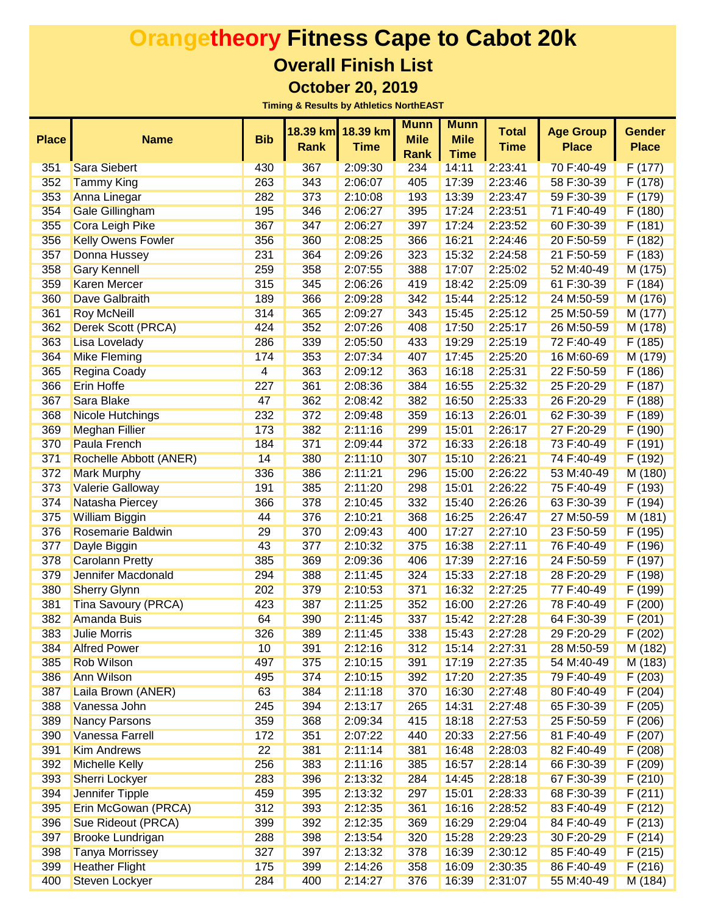# Orangetheory Fitness Cape to Cabot 20k

## Overall Finish List

### October 20, 2019

**Timing & Results by Athletics NorthEAST**

| Place | Name | Bib | 18.39 km Rank | 18.39 km Time | Munn Mile Rank | Munn Mile Time | Total Time | Age Group Place | Gender Place |
|---|---|---|---|---|---|---|---|---|---|
| 351 | Sara Siebert | 430 | 367 | 2:09:30 | 234 | 14:11 | 2:23:41 | 70 F:40-49 | F (177) |
| 352 | Tammy King | 263 | 343 | 2:06:07 | 405 | 17:39 | 2:23:46 | 58 F:30-39 | F (178) |
| 353 | Anna Linegar | 282 | 373 | 2:10:08 | 193 | 13:39 | 2:23:47 | 59 F:30-39 | F (179) |
| 354 | Gale Gillingham | 195 | 346 | 2:06:27 | 395 | 17:24 | 2:23:51 | 71 F:40-49 | F (180) |
| 355 | Cora Leigh Pike | 367 | 347 | 2:06:27 | 397 | 17:24 | 2:23:52 | 60 F:30-39 | F (181) |
| 356 | Kelly Owens Fowler | 356 | 360 | 2:08:25 | 366 | 16:21 | 2:24:46 | 20 F:50-59 | F (182) |
| 357 | Donna Hussey | 231 | 364 | 2:09:26 | 323 | 15:32 | 2:24:58 | 21 F:50-59 | F (183) |
| 358 | Gary Kennell | 259 | 358 | 2:07:55 | 388 | 17:07 | 2:25:02 | 52 M:40-49 | M (175) |
| 359 | Karen Mercer | 315 | 345 | 2:06:26 | 419 | 18:42 | 2:25:09 | 61 F:30-39 | F (184) |
| 360 | Dave Galbraith | 189 | 366 | 2:09:28 | 342 | 15:44 | 2:25:12 | 24 M:50-59 | M (176) |
| 361 | Roy McNeill | 314 | 365 | 2:09:27 | 343 | 15:45 | 2:25:12 | 25 M:50-59 | M (177) |
| 362 | Derek Scott (PRCA) | 424 | 352 | 2:07:26 | 408 | 17:50 | 2:25:17 | 26 M:50-59 | M (178) |
| 363 | Lisa Lovelady | 286 | 339 | 2:05:50 | 433 | 19:29 | 2:25:19 | 72 F:40-49 | F (185) |
| 364 | Mike Fleming | 174 | 353 | 2:07:34 | 407 | 17:45 | 2:25:20 | 16 M:60-69 | M (179) |
| 365 | Regina Coady | 4 | 363 | 2:09:12 | 363 | 16:18 | 2:25:31 | 22 F:50-59 | F (186) |
| 366 | Erin Hoffe | 227 | 361 | 2:08:36 | 384 | 16:55 | 2:25:32 | 25 F:20-29 | F (187) |
| 367 | Sara Blake | 47 | 362 | 2:08:42 | 382 | 16:50 | 2:25:33 | 26 F:20-29 | F (188) |
| 368 | Nicole Hutchings | 232 | 372 | 2:09:48 | 359 | 16:13 | 2:26:01 | 62 F:30-39 | F (189) |
| 369 | Meghan Fillier | 173 | 382 | 2:11:16 | 299 | 15:01 | 2:26:17 | 27 F:20-29 | F (190) |
| 370 | Paula French | 184 | 371 | 2:09:44 | 372 | 16:33 | 2:26:18 | 73 F:40-49 | F (191) |
| 371 | Rochelle Abbott (ANER) | 14 | 380 | 2:11:10 | 307 | 15:10 | 2:26:21 | 74 F:40-49 | F (192) |
| 372 | Mark Murphy | 336 | 386 | 2:11:21 | 296 | 15:00 | 2:26:22 | 53 M:40-49 | M (180) |
| 373 | Valerie Galloway | 191 | 385 | 2:11:20 | 298 | 15:01 | 2:26:22 | 75 F:40-49 | F (193) |
| 374 | Natasha Piercey | 366 | 378 | 2:10:45 | 332 | 15:40 | 2:26:26 | 63 F:30-39 | F (194) |
| 375 | William Biggin | 44 | 376 | 2:10:21 | 368 | 16:25 | 2:26:47 | 27 M:50-59 | M (181) |
| 376 | Rosemarie Baldwin | 29 | 370 | 2:09:43 | 400 | 17:27 | 2:27:10 | 23 F:50-59 | F (195) |
| 377 | Dayle Biggin | 43 | 377 | 2:10:32 | 375 | 16:38 | 2:27:11 | 76 F:40-49 | F (196) |
| 378 | Carolann Pretty | 385 | 369 | 2:09:36 | 406 | 17:39 | 2:27:16 | 24 F:50-59 | F (197) |
| 379 | Jennifer Macdonald | 294 | 388 | 2:11:45 | 324 | 15:33 | 2:27:18 | 28 F:20-29 | F (198) |
| 380 | Sherry Glynn | 202 | 379 | 2:10:53 | 371 | 16:32 | 2:27:25 | 77 F:40-49 | F (199) |
| 381 | Tina Savoury (PRCA) | 423 | 387 | 2:11:25 | 352 | 16:00 | 2:27:26 | 78 F:40-49 | F (200) |
| 382 | Amanda Buis | 64 | 390 | 2:11:45 | 337 | 15:42 | 2:27:28 | 64 F:30-39 | F (201) |
| 383 | Julie Morris | 326 | 389 | 2:11:45 | 338 | 15:43 | 2:27:28 | 29 F:20-29 | F (202) |
| 384 | Alfred Power | 10 | 391 | 2:12:16 | 312 | 15:14 | 2:27:31 | 28 M:50-59 | M (182) |
| 385 | Rob Wilson | 497 | 375 | 2:10:15 | 391 | 17:19 | 2:27:35 | 54 M:40-49 | M (183) |
| 386 | Ann Wilson | 495 | 374 | 2:10:15 | 392 | 17:20 | 2:27:35 | 79 F:40-49 | F (203) |
| 387 | Laila Brown (ANER) | 63 | 384 | 2:11:18 | 370 | 16:30 | 2:27:48 | 80 F:40-49 | F (204) |
| 388 | Vanessa John | 245 | 394 | 2:13:17 | 265 | 14:31 | 2:27:48 | 65 F:30-39 | F (205) |
| 389 | Nancy Parsons | 359 | 368 | 2:09:34 | 415 | 18:18 | 2:27:53 | 25 F:50-59 | F (206) |
| 390 | Vanessa Farrell | 172 | 351 | 2:07:22 | 440 | 20:33 | 2:27:56 | 81 F:40-49 | F (207) |
| 391 | Kim Andrews | 22 | 381 | 2:11:14 | 381 | 16:48 | 2:28:03 | 82 F:40-49 | F (208) |
| 392 | Michelle Kelly | 256 | 383 | 2:11:16 | 385 | 16:57 | 2:28:14 | 66 F:30-39 | F (209) |
| 393 | Sherri Lockyer | 283 | 396 | 2:13:32 | 284 | 14:45 | 2:28:18 | 67 F:30-39 | F (210) |
| 394 | Jennifer Tipple | 459 | 395 | 2:13:32 | 297 | 15:01 | 2:28:33 | 68 F:30-39 | F (211) |
| 395 | Erin McGowan (PRCA) | 312 | 393 | 2:12:35 | 361 | 16:16 | 2:28:52 | 83 F:40-49 | F (212) |
| 396 | Sue Rideout (PRCA) | 399 | 392 | 2:12:35 | 369 | 16:29 | 2:29:04 | 84 F:40-49 | F (213) |
| 397 | Brooke Lundrigan | 288 | 398 | 2:13:54 | 320 | 15:28 | 2:29:23 | 30 F:20-29 | F (214) |
| 398 | Tanya Morrissey | 327 | 397 | 2:13:32 | 378 | 16:39 | 2:30:12 | 85 F:40-49 | F (215) |
| 399 | Heather Flight | 175 | 399 | 2:14:26 | 358 | 16:09 | 2:30:35 | 86 F:40-49 | F (216) |
| 400 | Steven Lockyer | 284 | 400 | 2:14:27 | 376 | 16:39 | 2:31:07 | 55 M:40-49 | M (184) |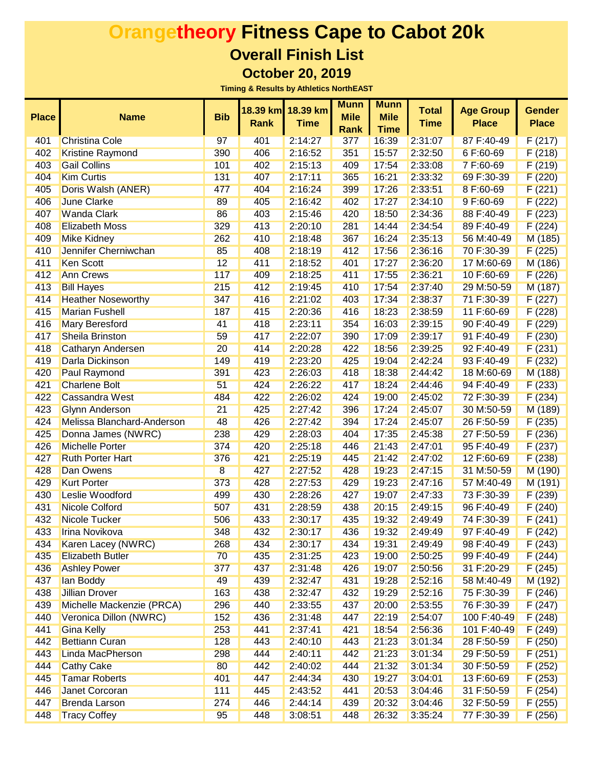# Orangetheory Fitness Cape to Cabot 20k

## Overall Finish List

### October 20, 2019

**Timing & Results by Athletics NorthEAST**

| Place | Name | Bib | 18.39 km Rank | 18.39 km Time | Munn Mile Rank | Munn Mile Time | Total Time | Age Group Place | Gender Place |
|---|---|---|---|---|---|---|---|---|---|
| 401 | Christina Cole | 97 | 401 | 2:14:27 | 377 | 16:39 | 2:31:07 | 87 F:40-49 | F (217) |
| 402 | Kristine Raymond | 390 | 406 | 2:16:52 | 351 | 15:57 | 2:32:50 | 6 F:60-69 | F (218) |
| 403 | Gail Collins | 101 | 402 | 2:15:13 | 409 | 17:54 | 2:33:08 | 7 F:60-69 | F (219) |
| 404 | Kim Curtis | 131 | 407 | 2:17:11 | 365 | 16:21 | 2:33:32 | 69 F:30-39 | F (220) |
| 405 | Doris Walsh (ANER) | 477 | 404 | 2:16:24 | 399 | 17:26 | 2:33:51 | 8 F:60-69 | F (221) |
| 406 | June Clarke | 89 | 405 | 2:16:42 | 402 | 17:27 | 2:34:10 | 9 F:60-69 | F (222) |
| 407 | Wanda Clark | 86 | 403 | 2:15:46 | 420 | 18:50 | 2:34:36 | 88 F:40-49 | F (223) |
| 408 | Elizabeth Moss | 329 | 413 | 2:20:10 | 281 | 14:44 | 2:34:54 | 89 F:40-49 | F (224) |
| 409 | Mike Kidney | 262 | 410 | 2:18:48 | 367 | 16:24 | 2:35:13 | 56 M:40-49 | M (185) |
| 410 | Jennifer Cherniwchan | 85 | 408 | 2:18:19 | 412 | 17:56 | 2:36:16 | 70 F:30-39 | F (225) |
| 411 | Ken Scott | 12 | 411 | 2:18:52 | 401 | 17:27 | 2:36:20 | 17 M:60-69 | M (186) |
| 412 | Ann Crews | 117 | 409 | 2:18:25 | 411 | 17:55 | 2:36:21 | 10 F:60-69 | F (226) |
| 413 | Bill Hayes | 215 | 412 | 2:19:45 | 410 | 17:54 | 2:37:40 | 29 M:50-59 | M (187) |
| 414 | Heather Noseworthy | 347 | 416 | 2:21:02 | 403 | 17:34 | 2:38:37 | 71 F:30-39 | F (227) |
| 415 | Marian Fushell | 187 | 415 | 2:20:36 | 416 | 18:23 | 2:38:59 | 11 F:60-69 | F (228) |
| 416 | Mary Beresford | 41 | 418 | 2:23:11 | 354 | 16:03 | 2:39:15 | 90 F:40-49 | F (229) |
| 417 | Sheila Brinston | 59 | 417 | 2:22:07 | 390 | 17:09 | 2:39:17 | 91 F:40-49 | F (230) |
| 418 | Catharyn Andersen | 20 | 414 | 2:20:28 | 422 | 18:56 | 2:39:25 | 92 F:40-49 | F (231) |
| 419 | Darla Dickinson | 149 | 419 | 2:23:20 | 425 | 19:04 | 2:42:24 | 93 F:40-49 | F (232) |
| 420 | Paul Raymond | 391 | 423 | 2:26:03 | 418 | 18:38 | 2:44:42 | 18 M:60-69 | M (188) |
| 421 | Charlene Bolt | 51 | 424 | 2:26:22 | 417 | 18:24 | 2:44:46 | 94 F:40-49 | F (233) |
| 422 | Cassandra West | 484 | 422 | 2:26:02 | 424 | 19:00 | 2:45:02 | 72 F:30-39 | F (234) |
| 423 | Glynn Anderson | 21 | 425 | 2:27:42 | 396 | 17:24 | 2:45:07 | 30 M:50-59 | M (189) |
| 424 | Melissa Blanchard-Anderson | 48 | 426 | 2:27:42 | 394 | 17:24 | 2:45:07 | 26 F:50-59 | F (235) |
| 425 | Donna James (NWRC) | 238 | 429 | 2:28:03 | 404 | 17:35 | 2:45:38 | 27 F:50-59 | F (236) |
| 426 | Michelle Porter | 374 | 420 | 2:25:18 | 446 | 21:43 | 2:47:01 | 95 F:40-49 | F (237) |
| 427 | Ruth Porter Hart | 376 | 421 | 2:25:19 | 445 | 21:42 | 2:47:02 | 12 F:60-69 | F (238) |
| 428 | Dan Owens | 8 | 427 | 2:27:52 | 428 | 19:23 | 2:47:15 | 31 M:50-59 | M (190) |
| 429 | Kurt Porter | 373 | 428 | 2:27:53 | 429 | 19:23 | 2:47:16 | 57 M:40-49 | M (191) |
| 430 | Leslie Woodford | 499 | 430 | 2:28:26 | 427 | 19:07 | 2:47:33 | 73 F:30-39 | F (239) |
| 431 | Nicole Colford | 507 | 431 | 2:28:59 | 438 | 20:15 | 2:49:15 | 96 F:40-49 | F (240) |
| 432 | Nicole Tucker | 506 | 433 | 2:30:17 | 435 | 19:32 | 2:49:49 | 74 F:30-39 | F (241) |
| 433 | Irina Novikova | 348 | 432 | 2:30:17 | 436 | 19:32 | 2:49:49 | 97 F:40-49 | F (242) |
| 434 | Karen Lacey (NWRC) | 268 | 434 | 2:30:17 | 434 | 19:31 | 2:49:49 | 98 F:40-49 | F (243) |
| 435 | Elizabeth Butler | 70 | 435 | 2:31:25 | 423 | 19:00 | 2:50:25 | 99 F:40-49 | F (244) |
| 436 | Ashley Power | 377 | 437 | 2:31:48 | 426 | 19:07 | 2:50:56 | 31 F:20-29 | F (245) |
| 437 | Ian Boddy | 49 | 439 | 2:32:47 | 431 | 19:28 | 2:52:16 | 58 M:40-49 | M (192) |
| 438 | Jillian Drover | 163 | 438 | 2:32:47 | 432 | 19:29 | 2:52:16 | 75 F:30-39 | F (246) |
| 439 | Michelle Mackenzie (PRCA) | 296 | 440 | 2:33:55 | 437 | 20:00 | 2:53:55 | 76 F:30-39 | F (247) |
| 440 | Veronica Dillon (NWRC) | 152 | 436 | 2:31:48 | 447 | 22:19 | 2:54:07 | 100 F:40-49 | F (248) |
| 441 | Gina Kelly | 253 | 441 | 2:37:41 | 421 | 18:54 | 2:56:36 | 101 F:40-49 | F (249) |
| 442 | Bettiann Curan | 128 | 443 | 2:40:10 | 443 | 21:23 | 3:01:34 | 28 F:50-59 | F (250) |
| 443 | Linda MacPherson | 298 | 444 | 2:40:11 | 442 | 21:23 | 3:01:34 | 29 F:50-59 | F (251) |
| 444 | Cathy Cake | 80 | 442 | 2:40:02 | 444 | 21:32 | 3:01:34 | 30 F:50-59 | F (252) |
| 445 | Tamar Roberts | 401 | 447 | 2:44:34 | 430 | 19:27 | 3:04:01 | 13 F:60-69 | F (253) |
| 446 | Janet Corcoran | 111 | 445 | 2:43:52 | 441 | 20:53 | 3:04:46 | 31 F:50-59 | F (254) |
| 447 | Brenda Larson | 274 | 446 | 2:44:14 | 439 | 20:32 | 3:04:46 | 32 F:50-59 | F (255) |
| 448 | Tracy Coffey | 95 | 448 | 3:08:51 | 448 | 26:32 | 3:35:24 | 77 F:30-39 | F (256) |